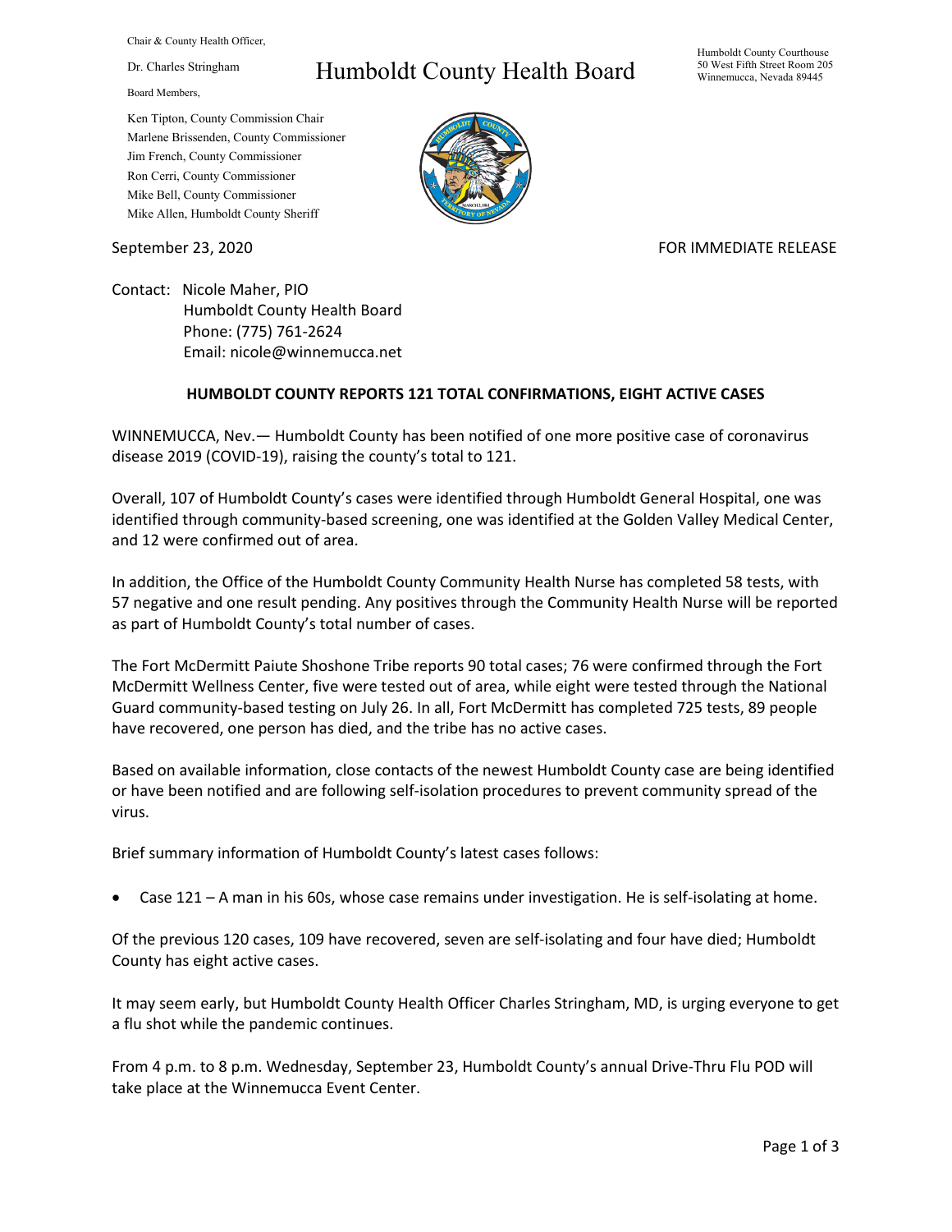Chair & County Health Officer,

Dr. Charles Stringham

Board Members,

Ken Tipton, County Commission Chair
Marlene Brissenden, County Commissioner
Jim French, County Commissioner
Ron Cerri, County Commissioner
Mike Bell, County Commissioner
Mike Allen, Humboldt County Sheriff

# Humboldt County Health Board

Humboldt County Courthouse
50 West Fifth Street Room 205
Winnemucca, Nevada 89445

September 23, 2020

FOR IMMEDIATE RELEASE

Contact: Nicole Maher, PIO
Humboldt County Health Board
Phone: (775) 761-2624
Email: nicole@winnemucca.net

**HUMBOLDT COUNTY REPORTS 121 TOTAL CONFIRMATIONS, EIGHT ACTIVE CASES**

WINNEMUCCA, Nev.— Humboldt County has been notified of one more positive case of coronavirus disease 2019 (COVID-19), raising the county's total to 121.

Overall, 107 of Humboldt County's cases were identified through Humboldt General Hospital, one was identified through community-based screening, one was identified at the Golden Valley Medical Center, and 12 were confirmed out of area.

In addition, the Office of the Humboldt County Community Health Nurse has completed 58 tests, with 57 negative and one result pending. Any positives through the Community Health Nurse will be reported as part of Humboldt County's total number of cases.

The Fort McDermitt Paiute Shoshone Tribe reports 90 total cases; 76 were confirmed through the Fort McDermitt Wellness Center, five were tested out of area, while eight were tested through the National Guard community-based testing on July 26. In all, Fort McDermitt has completed 725 tests, 89 people have recovered, one person has died, and the tribe has no active cases.

Based on available information, close contacts of the newest Humboldt County case are being identified or have been notified and are following self-isolation procedures to prevent community spread of the virus.

Brief summary information of Humboldt County's latest cases follows:

- Case 121 – A man in his 60s, whose case remains under investigation. He is self-isolating at home.

Of the previous 120 cases, 109 have recovered, seven are self-isolating and four have died; Humboldt County has eight active cases.

It may seem early, but Humboldt County Health Officer Charles Stringham, MD, is urging everyone to get a flu shot while the pandemic continues.

From 4 p.m. to 8 p.m. Wednesday, September 23, Humboldt County's annual Drive-Thru Flu POD will take place at the Winnemucca Event Center.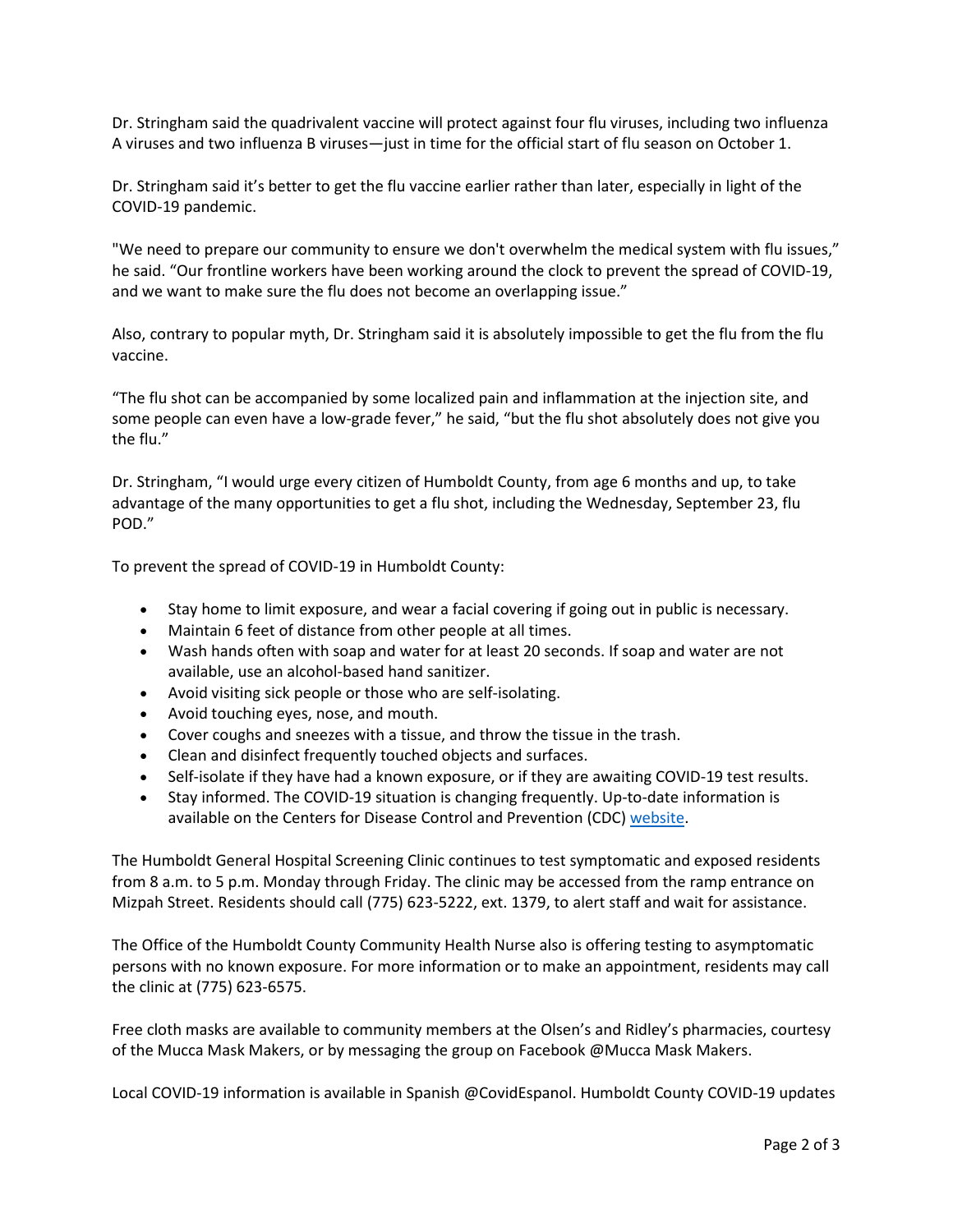Dr. Stringham said the quadrivalent vaccine will protect against four flu viruses, including two influenza A viruses and two influenza B viruses—just in time for the official start of flu season on October 1.

Dr. Stringham said it's better to get the flu vaccine earlier rather than later, especially in light of the COVID-19 pandemic.

"We need to prepare our community to ensure we don't overwhelm the medical system with flu issues," he said. "Our frontline workers have been working around the clock to prevent the spread of COVID-19, and we want to make sure the flu does not become an overlapping issue."

Also, contrary to popular myth, Dr. Stringham said it is absolutely impossible to get the flu from the flu vaccine.

"The flu shot can be accompanied by some localized pain and inflammation at the injection site, and some people can even have a low-grade fever," he said, "but the flu shot absolutely does not give you the flu."

Dr. Stringham, "I would urge every citizen of Humboldt County, from age 6 months and up, to take advantage of the many opportunities to get a flu shot, including the Wednesday, September 23, flu POD."

To prevent the spread of COVID-19 in Humboldt County:

- Stay home to limit exposure, and wear a facial covering if going out in public is necessary.
- Maintain 6 feet of distance from other people at all times.
- Wash hands often with soap and water for at least 20 seconds. If soap and water are not available, use an alcohol-based hand sanitizer.
- Avoid visiting sick people or those who are self-isolating.
- Avoid touching eyes, nose, and mouth.
- Cover coughs and sneezes with a tissue, and throw the tissue in the trash.
- Clean and disinfect frequently touched objects and surfaces.
- Self-isolate if they have had a known exposure, or if they are awaiting COVID-19 test results.
- Stay informed. The COVID-19 situation is changing frequently. Up-to-date information is available on the Centers for Disease Control and Prevention (CDC) website.

The Humboldt General Hospital Screening Clinic continues to test symptomatic and exposed residents from 8 a.m. to 5 p.m. Monday through Friday. The clinic may be accessed from the ramp entrance on Mizpah Street. Residents should call (775) 623-5222, ext. 1379, to alert staff and wait for assistance.

The Office of the Humboldt County Community Health Nurse also is offering testing to asymptomatic persons with no known exposure. For more information or to make an appointment, residents may call the clinic at (775) 623-6575.

Free cloth masks are available to community members at the Olsen's and Ridley's pharmacies, courtesy of the Mucca Mask Makers, or by messaging the group on Facebook @Mucca Mask Makers.

Local COVID-19 information is available in Spanish @CovidEspanol. Humboldt County COVID-19 updates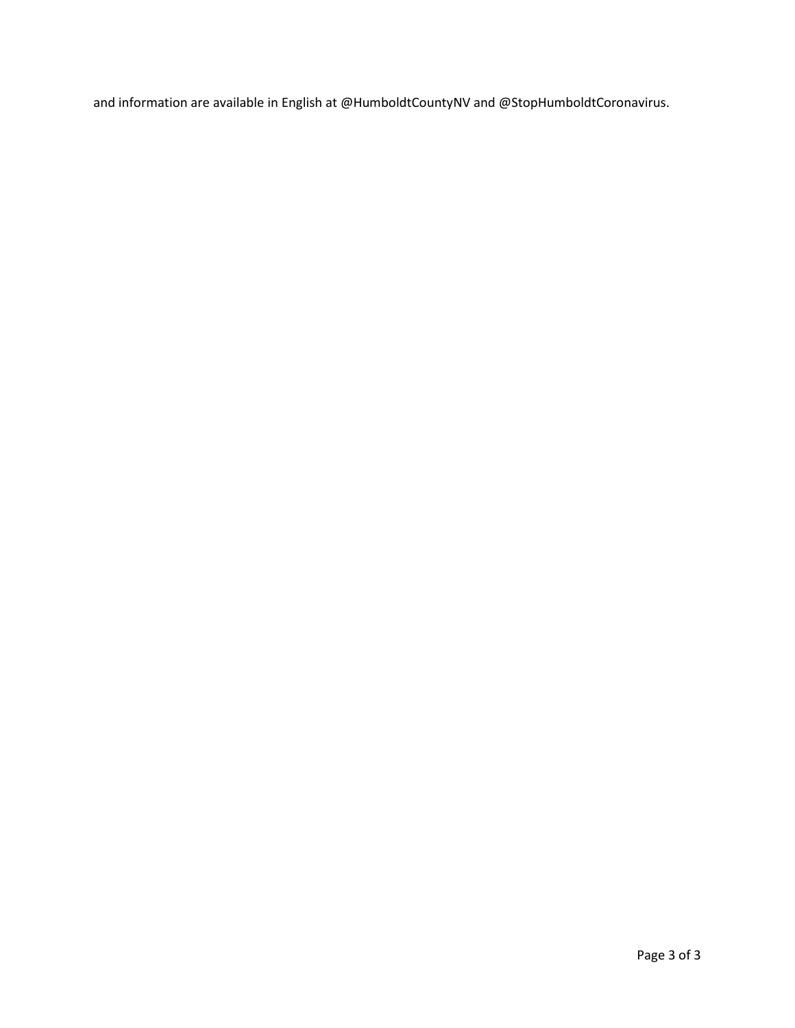and information are available in English at @HumboldtCountyNV and @StopHumboldtCoronavirus.